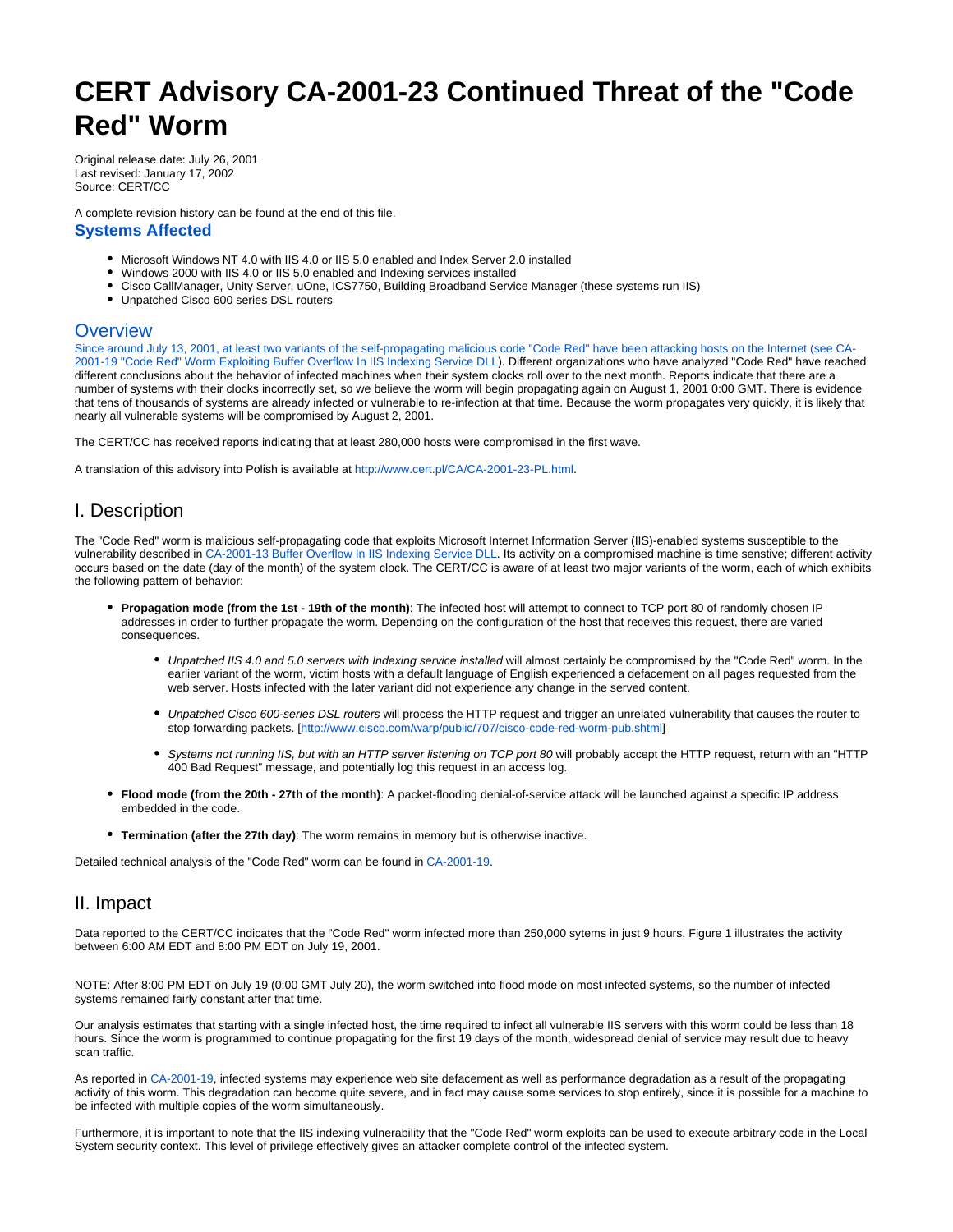# CERT Advisory CA-2001-23 Continued Threat of the "Code Red" Worm

Original release date: July 26, 2001
Last revised: January 17, 2002
Source: CERT/CC

A complete revision history can be found at the end of this file.

### Systems Affected

- Microsoft Windows NT 4.0 with IIS 4.0 or IIS 5.0 enabled and Index Server 2.0 installed
- Windows 2000 with IIS 4.0 or IIS 5.0 enabled and Indexing services installed
- Cisco CallManager, Unity Server, uOne, ICS7750, Building Broadband Service Manager (these systems run IIS)
- Unpatched Cisco 600 series DSL routers

## Overview

Since around July 13, 2001, at least two variants of the self-propagating malicious code "Code Red" have been attacking hosts on the Internet (see CA-2001-19 "Code Red" Worm Exploiting Buffer Overflow In IIS Indexing Service DLL). Different organizations who have analyzed "Code Red" have reached different conclusions about the behavior of infected machines when their system clocks roll over to the next month. Reports indicate that there are a number of systems with their clocks incorrectly set, so we believe the worm will begin propagating again on August 1, 2001 0:00 GMT. There is evidence that tens of thousands of systems are already infected or vulnerable to re-infection at that time. Because the worm propagates very quickly, it is likely that nearly all vulnerable systems will be compromised by August 2, 2001.

The CERT/CC has received reports indicating that at least 280,000 hosts were compromised in the first wave.

A translation of this advisory into Polish is available at http://www.cert.pl/CA/CA-2001-23-PL.html.

## I. Description

The "Code Red" worm is malicious self-propagating code that exploits Microsoft Internet Information Server (IIS)-enabled systems susceptible to the vulnerability described in CA-2001-13 Buffer Overflow In IIS Indexing Service DLL. Its activity on a compromised machine is time senstive; different activity occurs based on the date (day of the month) of the system clock. The CERT/CC is aware of at least two major variants of the worm, each of which exhibits the following pattern of behavior:

- **Propagation mode (from the 1st - 19th of the month)**: The infected host will attempt to connect to TCP port 80 of randomly chosen IP addresses in order to further propagate the worm. Depending on the configuration of the host that receives this request, there are varied consequences.
  - *Unpatched IIS 4.0 and 5.0 servers with Indexing service installed* will almost certainly be compromised by the "Code Red" worm. In the earlier variant of the worm, victim hosts with a default language of English experienced a defacement on all pages requested from the web server. Hosts infected with the later variant did not experience any change in the served content.
  - *Unpatched Cisco 600-series DSL routers* will process the HTTP request and trigger an unrelated vulnerability that causes the router to stop forwarding packets. [http://www.cisco.com/warp/public/707/cisco-code-red-worm-pub.shtml]
  - *Systems not running IIS, but with an HTTP server listening on TCP port 80* will probably accept the HTTP request, return with an "HTTP 400 Bad Request" message, and potentially log this request in an access log.
- **Flood mode (from the 20th - 27th of the month)**: A packet-flooding denial-of-service attack will be launched against a specific IP address embedded in the code.
- **Termination (after the 27th day)**: The worm remains in memory but is otherwise inactive.

Detailed technical analysis of the "Code Red" worm can be found in CA-2001-19.

## II. Impact

Data reported to the CERT/CC indicates that the "Code Red" worm infected more than 250,000 sytems in just 9 hours. Figure 1 illustrates the activity between 6:00 AM EDT and 8:00 PM EDT on July 19, 2001.

NOTE: After 8:00 PM EDT on July 19 (0:00 GMT July 20), the worm switched into flood mode on most infected systems, so the number of infected systems remained fairly constant after that time.

Our analysis estimates that starting with a single infected host, the time required to infect all vulnerable IIS servers with this worm could be less than 18 hours. Since the worm is programmed to continue propagating for the first 19 days of the month, widespread denial of service may result due to heavy scan traffic.

As reported in CA-2001-19, infected systems may experience web site defacement as well as performance degradation as a result of the propagating activity of this worm. This degradation can become quite severe, and in fact may cause some services to stop entirely, since it is possible for a machine to be infected with multiple copies of the worm simultaneously.

Furthermore, it is important to note that the IIS indexing vulnerability that the "Code Red" worm exploits can be used to execute arbitrary code in the Local System security context. This level of privilege effectively gives an attacker complete control of the infected system.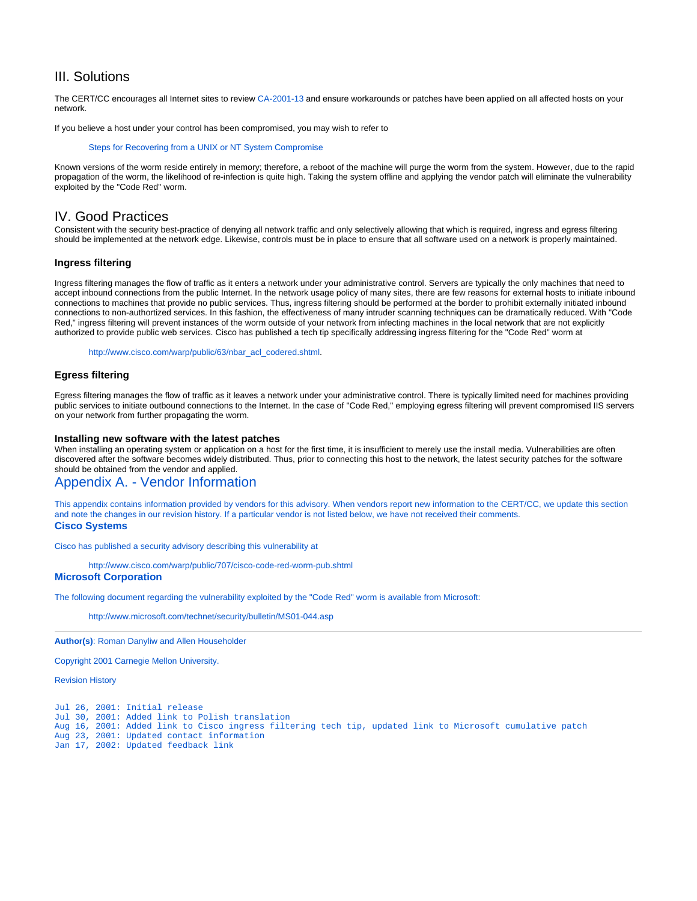## III. Solutions

The CERT/CC encourages all Internet sites to review CA-2001-13 and ensure workarounds or patches have been applied on all affected hosts on your network.

If you believe a host under your control has been compromised, you may wish to refer to

> Steps for Recovering from a UNIX or NT System Compromise

Known versions of the worm reside entirely in memory; therefore, a reboot of the machine will purge the worm from the system. However, due to the rapid propagation of the worm, the likelihood of re-infection is quite high. Taking the system offline and applying the vendor patch will eliminate the vulnerability exploited by the "Code Red" worm.

## IV. Good Practices

Consistent with the security best-practice of denying all network traffic and only selectively allowing that which is required, ingress and egress filtering should be implemented at the network edge. Likewise, controls must be in place to ensure that all software used on a network is properly maintained.

### Ingress filtering

Ingress filtering manages the flow of traffic as it enters a network under your administrative control. Servers are typically the only machines that need to accept inbound connections from the public Internet. In the network usage policy of many sites, there are few reasons for external hosts to initiate inbound connections to machines that provide no public services. Thus, ingress filtering should be performed at the border to prohibit externally initiated inbound connections to non-authorized services. In this fashion, the effectiveness of many intruder scanning techniques can be dramatically reduced. With "Code Red," ingress filtering will prevent instances of the worm outside of your network from infecting machines in the local network that are not explicitly authorized to provide public web services. Cisco has published a tech tip specifically addressing ingress filtering for the "Code Red" worm at

> http://www.cisco.com/warp/public/63/nbar_acl_codered.shtml.

### Egress filtering

Egress filtering manages the flow of traffic as it leaves a network under your administrative control. There is typically limited need for machines providing public services to initiate outbound connections to the Internet. In the case of "Code Red," employing egress filtering will prevent compromised IIS servers on your network from further propagating the worm.

### Installing new software with the latest patches

When installing an operating system or application on a host for the first time, it is insufficient to merely use the install media. Vulnerabilities are often discovered after the software becomes widely distributed. Thus, prior to connecting this host to the network, the latest security patches for the software should be obtained from the vendor and applied.

## Appendix A. - Vendor Information

This appendix contains information provided by vendors for this advisory. When vendors report new information to the CERT/CC, we update this section and note the changes in our revision history. If a particular vendor is not listed below, we have not received their comments.

### Cisco Systems

Cisco has published a security advisory describing this vulnerability at

> http://www.cisco.com/warp/public/707/cisco-code-red-worm-pub.shtml

### Microsoft Corporation

The following document regarding the vulnerability exploited by the "Code Red" worm is available from Microsoft:

> http://www.microsoft.com/technet/security/bulletin/MS01-044.asp

---

**Author(s)**: Roman Danyliw and Allen Householder

Copyright 2001 Carnegie Mellon University.

Revision History

```
Jul 26, 2001: Initial release
Jul 30, 2001: Added link to Polish translation
Aug 16, 2001: Added link to Cisco ingress filtering tech tip, updated link to Microsoft cumulative patch
Aug 23, 2001: Updated contact information
Jan 17, 2002: Updated feedback link
```